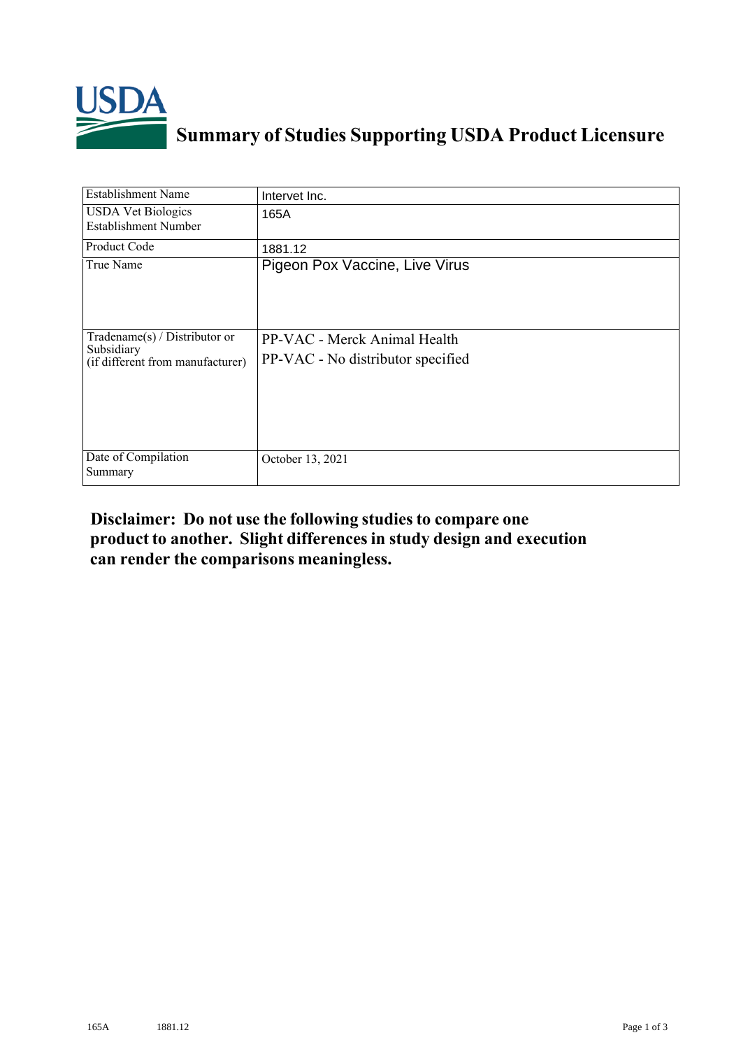# Summary of Studies Supporting USDA Product Licensure

| | |
|---|---|
| Establishment Name | Intervet Inc. |
| USDA Vet Biologics Establishment Number | 165A |
| Product Code | 1881.12 |
| True Name | Pigeon Pox Vaccine, Live Virus |
| Tradename(s) / Distributor or Subsidiary (if different from manufacturer) | PP-VAC - Merck Animal Health<br>PP-VAC - No distributor specified |
| Date of Compilation Summary | October 13, 2021 |

**Disclaimer: Do not use the following studies to compare one product to another. Slight differences in study design and execution can render the comparisons meaningless.**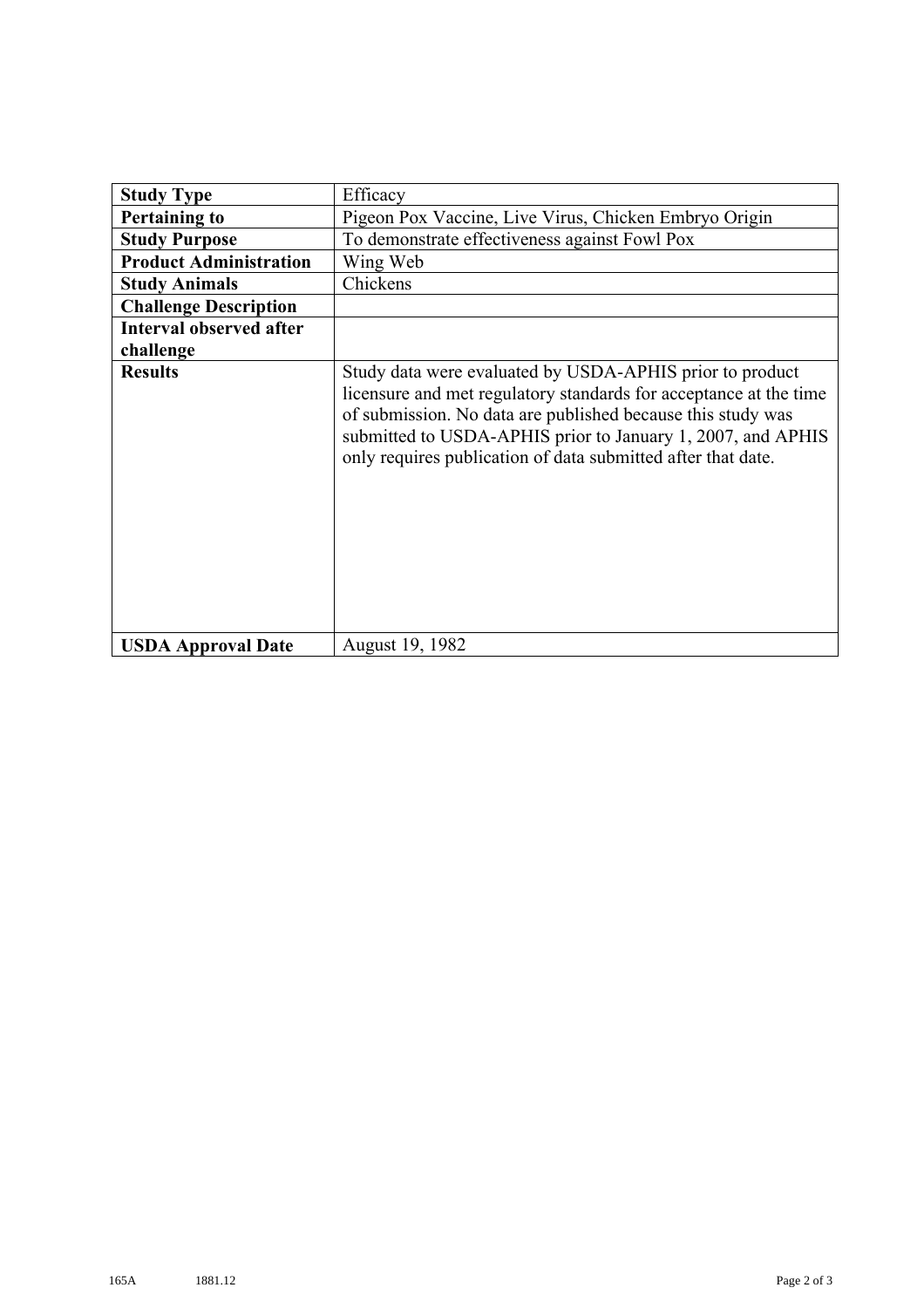| **Study Type** | Efficacy |
|---|---|
| **Pertaining to** | Pigeon Pox Vaccine, Live Virus, Chicken Embryo Origin |
| **Study Purpose** | To demonstrate effectiveness against Fowl Pox |
| **Product Administration** | Wing Web |
| **Study Animals** | Chickens |
| **Challenge Description** | |
| **Interval observed after challenge** | |
| **Results** | Study data were evaluated by USDA-APHIS prior to product licensure and met regulatory standards for acceptance at the time of submission. No data are published because this study was submitted to USDA-APHIS prior to January 1, 2007, and APHIS only requires publication of data submitted after that date. |
| **USDA Approval Date** | August 19, 1982 |

165A 1881.12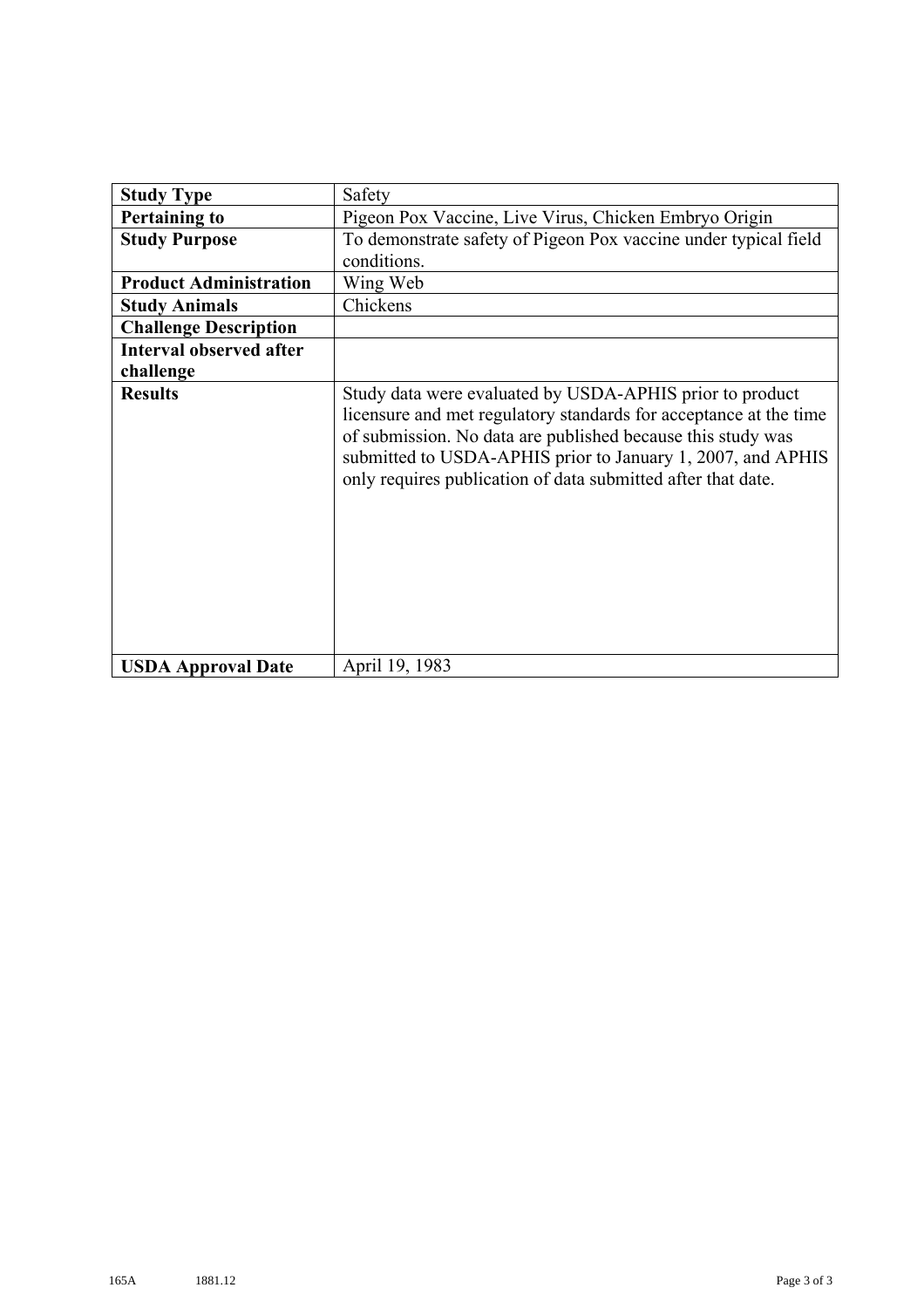| | |
|---|---|
| **Study Type** | Safety |
| **Pertaining to** | Pigeon Pox Vaccine, Live Virus, Chicken Embryo Origin |
| **Study Purpose** | To demonstrate safety of Pigeon Pox vaccine under typical field conditions. |
| **Product Administration** | Wing Web |
| **Study Animals** | Chickens |
| **Challenge Description** | |
| **Interval observed after challenge** | |
| **Results** | Study data were evaluated by USDA-APHIS prior to product licensure and met regulatory standards for acceptance at the time of submission. No data are published because this study was submitted to USDA-APHIS prior to January 1, 2007, and APHIS only requires publication of data submitted after that date. |
| **USDA Approval Date** | April 19, 1983 |

165A 1881.12